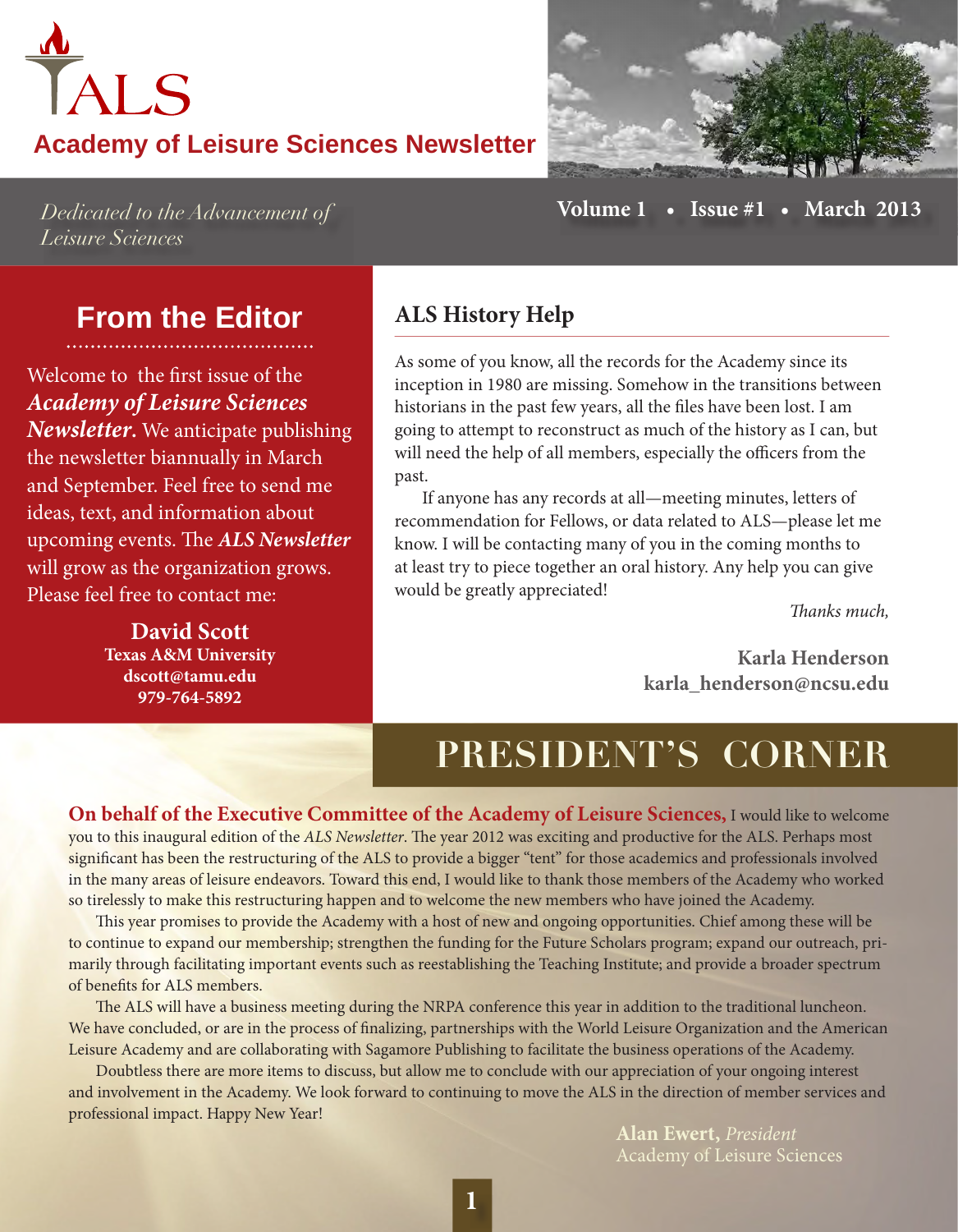# ALS

## Academy of Leisure Sciences Newsletter

*Dedicated to the Advancement of Leisure Sciences*

**Volume 1 • Issue #1 • March 2013**

## From the Editor

Welcome to the first issue of the ***Academy of Leisure Sciences Newsletter***. We anticipate publishing the newsletter biannually in March and September. Feel free to send me ideas, text, and information about upcoming events. The ***ALS Newsletter*** will grow as the organization grows. Please feel free to contact me:

**David Scott**
**Texas A&M University**
**dscott@tamu.edu**
**979-764-5892**

## ALS History Help

As some of you know, all the records for the Academy since its inception in 1980 are missing. Somehow in the transitions between historians in the past few years, all the files have been lost. I am going to attempt to reconstruct as much of the history as I can, but will need the help of all members, especially the officers from the past.

If anyone has any records at all—meeting minutes, letters of recommendation for Fellows, or data related to ALS—please let me know. I will be contacting many of you in the coming months to at least try to piece together an oral history. Any help you can give would be greatly appreciated!

*Thanks much,*

**Karla Henderson**
**karla_henderson@ncsu.edu**

## PRESIDENT'S CORNER

**On behalf of the Executive Committee of the Academy of Leisure Sciences,** I would like to welcome you to this inaugural edition of the *ALS Newsletter*. The year 2012 was exciting and productive for the ALS. Perhaps most significant has been the restructuring of the ALS to provide a bigger "tent" for those academics and professionals involved in the many areas of leisure endeavors. Toward this end, I would like to thank those members of the Academy who worked so tirelessly to make this restructuring happen and to welcome the new members who have joined the Academy.

This year promises to provide the Academy with a host of new and ongoing opportunities. Chief among these will be to continue to expand our membership; strengthen the funding for the Future Scholars program; expand our outreach, primarily through facilitating important events such as reestablishing the Teaching Institute; and provide a broader spectrum of benefits for ALS members.

The ALS will have a business meeting during the NRPA conference this year in addition to the traditional luncheon. We have concluded, or are in the process of finalizing, partnerships with the World Leisure Organization and the American Leisure Academy and are collaborating with Sagamore Publishing to facilitate the business operations of the Academy.

Doubtless there are more items to discuss, but allow me to conclude with our appreciation of your ongoing interest and involvement in the Academy. We look forward to continuing to move the ALS in the direction of member services and professional impact. Happy New Year!

**Alan Ewert,** *President*
Academy of Leisure Sciences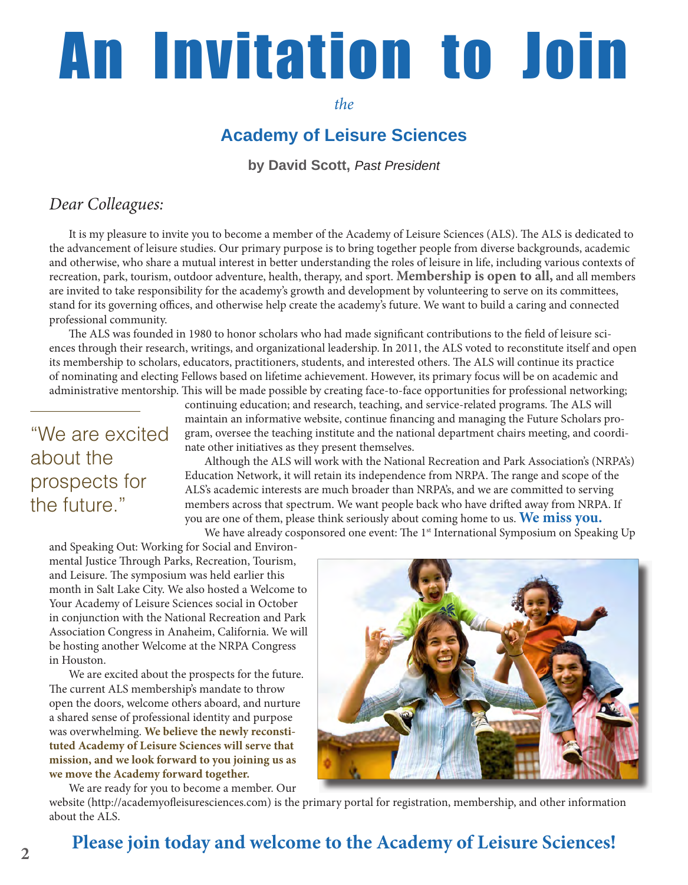# An Invitation to Join

*the*

## Academy of Leisure Sciences

**by David Scott,** *Past President*

*Dear Colleagues:*

It is my pleasure to invite you to become a member of the Academy of Leisure Sciences (ALS). The ALS is dedicated to the advancement of leisure studies. Our primary purpose is to bring together people from diverse backgrounds, academic and otherwise, who share a mutual interest in better understanding the roles of leisure in life, including various contexts of recreation, park, tourism, outdoor adventure, health, therapy, and sport. **Membership is open to all,** and all members are invited to take responsibility for the academy's growth and development by volunteering to serve on its committees, stand for its governing offices, and otherwise help create the academy's future. We want to build a caring and connected professional community.

The ALS was founded in 1980 to honor scholars who had made significant contributions to the field of leisure sciences through their research, writings, and organizational leadership. In 2011, the ALS voted to reconstitute itself and open its membership to scholars, educators, practitioners, students, and interested others. The ALS will continue its practice of nominating and electing Fellows based on lifetime achievement. However, its primary focus will be on academic and administrative mentorship. This will be made possible by creating face-to-face opportunities for professional networking; continuing education; and research, teaching, and service-related programs. The ALS will maintain an informative website, continue financing and managing the Future Scholars program, oversee the teaching institute and the national department chairs meeting, and coordinate other initiatives as they present themselves.

> "We are excited about the prospects for the future."

Although the ALS will work with the National Recreation and Park Association's (NRPA's) Education Network, it will retain its independence from NRPA. The range and scope of the ALS's academic interests are much broader than NRPA's, and we are committed to serving members across that spectrum. We want people back who have drifted away from NRPA. If you are one of them, please think seriously about coming home to us. **We miss you.**

We have already cosponsored one event: The 1st International Symposium on Speaking Up and Speaking Out: Working for Social and Environmental Justice Through Parks, Recreation, Tourism, and Leisure. The symposium was held earlier this month in Salt Lake City. We also hosted a Welcome to Your Academy of Leisure Sciences social in October in conjunction with the National Recreation and Park Association Congress in Anaheim, California. We will be hosting another Welcome at the NRPA Congress in Houston.

We are excited about the prospects for the future. The current ALS membership's mandate to throw open the doors, welcome others aboard, and nurture a shared sense of professional identity and purpose was overwhelming. **We believe the newly reconstituted Academy of Leisure Sciences will serve that mission, and we look forward to you joining us as we move the Academy forward together.**

We are ready for you to become a member. Our website (http://academyofleisuresciences.com) is the primary portal for registration, membership, and other information about the ALS.

**Please join today and welcome to the Academy of Leisure Sciences!**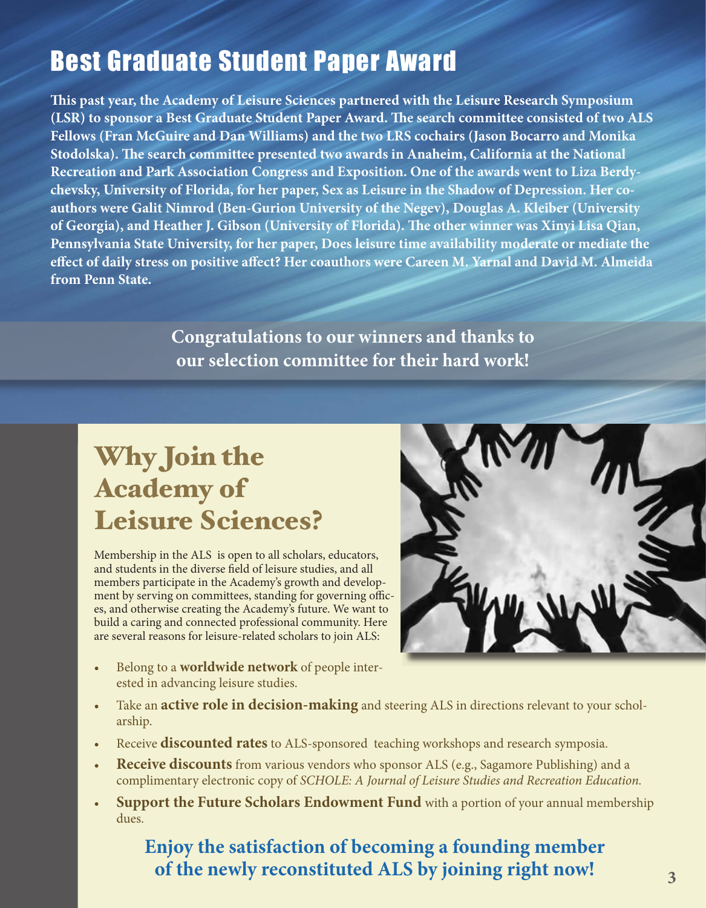## Best Graduate Student Paper Award

**This past year, the Academy of Leisure Sciences partnered with the Leisure Research Symposium (LSR) to sponsor a Best Graduate Student Paper Award. The search committee consisted of two ALS Fellows (Fran McGuire and Dan Williams) and the two LRS cochairs (Jason Bocarro and Monika Stodolska). The search committee presented two awards in Anaheim, California at the National Recreation and Park Association Congress and Exposition. One of the awards went to Liza Berdychevsky, University of Florida, for her paper, Sex as Leisure in the Shadow of Depression. Her co-authors were Galit Nimrod (Ben-Gurion University of the Negev), Douglas A. Kleiber (University of Georgia), and Heather J. Gibson (University of Florida). The other winner was Xinyi Lisa Qian, Pennsylvania State University, for her paper, Does leisure time availability moderate or mediate the effect of daily stress on positive affect? Her coauthors were Careen M. Yarnal and David M. Almeida from Penn State.**

**Congratulations to our winners and thanks to our selection committee for their hard work!**

## Why Join the Academy of Leisure Sciences?

Membership in the ALS is open to all scholars, educators, and students in the diverse field of leisure studies, and all members participate in the Academy's growth and development by serving on committees, standing for governing offices, and otherwise creating the Academy's future. We want to build a caring and connected professional community. Here are several reasons for leisure-related scholars to join ALS:

- Belong to a **worldwide network** of people interested in advancing leisure studies.
- Take an **active role in decision-making** and steering ALS in directions relevant to your scholarship.
- Receive **discounted rates** to ALS-sponsored teaching workshops and research symposia.
- **Receive discounts** from various vendors who sponsor ALS (e.g., Sagamore Publishing) and a complimentary electronic copy of *SCHOLE: A Journal of Leisure Studies and Recreation Education.*
- **Support the Future Scholars Endowment Fund** with a portion of your annual membership dues.

**Enjoy the satisfaction of becoming a founding member of the newly reconstituted ALS by joining right now!**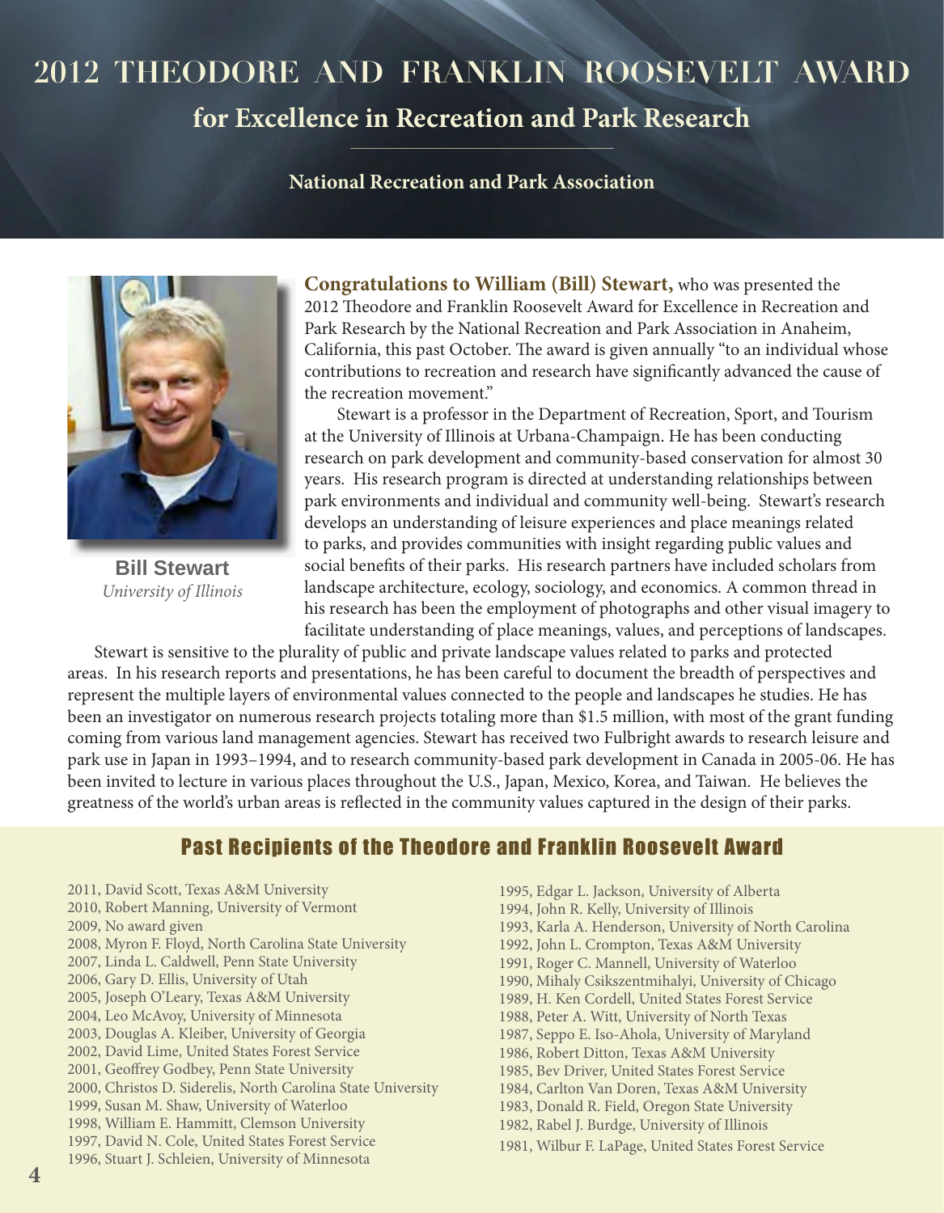# 2012 THEODORE AND FRANKLIN ROOSEVELT AWARD

## for Excellence in Recreation and Park Research

**National Recreation and Park Association**

**Bill Stewart**
*University of Illinois*

**Congratulations to William (Bill) Stewart,** who was presented the 2012 Theodore and Franklin Roosevelt Award for Excellence in Recreation and Park Research by the National Recreation and Park Association in Anaheim, California, this past October. The award is given annually "to an individual whose contributions to recreation and research have significantly advanced the cause of the recreation movement."

Stewart is a professor in the Department of Recreation, Sport, and Tourism at the University of Illinois at Urbana-Champaign. He has been conducting research on park development and community-based conservation for almost 30 years. His research program is directed at understanding relationships between park environments and individual and community well-being. Stewart's research develops an understanding of leisure experiences and place meanings related to parks, and provides communities with insight regarding public values and social benefits of their parks. His research partners have included scholars from landscape architecture, ecology, sociology, and economics. A common thread in his research has been the employment of photographs and other visual imagery to facilitate understanding of place meanings, values, and perceptions of landscapes.

Stewart is sensitive to the plurality of public and private landscape values related to parks and protected areas. In his research reports and presentations, he has been careful to document the breadth of perspectives and represent the multiple layers of environmental values connected to the people and landscapes he studies. He has been an investigator on numerous research projects totaling more than $1.5 million, with most of the grant funding coming from various land management agencies. Stewart has received two Fulbright awards to research leisure and park use in Japan in 1993–1994, and to research community-based park development in Canada in 2005-06. He has been invited to lecture in various places throughout the U.S., Japan, Mexico, Korea, and Taiwan. He believes the greatness of the world's urban areas is reflected in the community values captured in the design of their parks.

### Past Recipients of the Theodore and Franklin Roosevelt Award

2011, David Scott, Texas A&M University
2010, Robert Manning, University of Vermont
2009, No award given
2008, Myron F. Floyd, North Carolina State University
2007, Linda L. Caldwell, Penn State University
2006, Gary D. Ellis, University of Utah
2005, Joseph O'Leary, Texas A&M University
2004, Leo McAvoy, University of Minnesota
2003, Douglas A. Kleiber, University of Georgia
2002, David Lime, United States Forest Service
2001, Geoffrey Godbey, Penn State University
2000, Christos D. Siderelis, North Carolina State University
1999, Susan M. Shaw, University of Waterloo
1998, William E. Hammitt, Clemson University
1997, David N. Cole, United States Forest Service
1996, Stuart J. Schleien, University of Minnesota
1995, Edgar L. Jackson, University of Alberta
1994, John R. Kelly, University of Illinois
1993, Karla A. Henderson, University of North Carolina
1992, John L. Crompton, Texas A&M University
1991, Roger C. Mannell, University of Waterloo
1990, Mihaly Csikszentmihalyi, University of Chicago
1989, H. Ken Cordell, United States Forest Service
1988, Peter A. Witt, University of North Texas
1987, Seppo E. Iso-Ahola, University of Maryland
1986, Robert Ditton, Texas A&M University
1985, Bev Driver, United States Forest Service
1984, Carlton Van Doren, Texas A&M University
1983, Donald R. Field, Oregon State University
1982, Rabel J. Burdge, University of Illinois
1981, Wilbur F. LaPage, United States Forest Service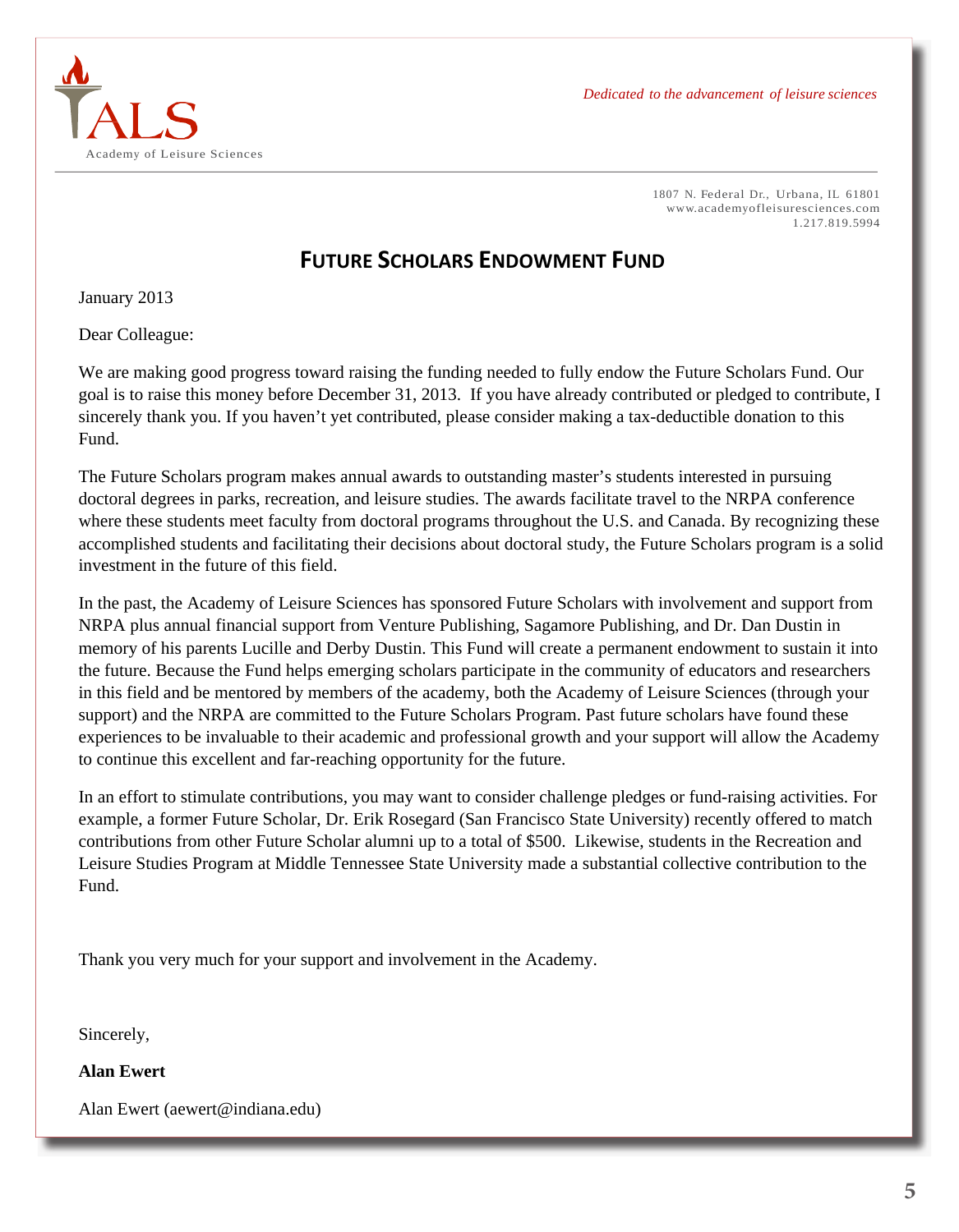ALS

Academy of Leisure Sciences

*Dedicated to the advancement of leisure sciences*

1807 N. Federal Dr., Urbana, IL 61801
www.academyofleisuresciences.com
1.217.819.5994

## FUTURE SCHOLARS ENDOWMENT FUND

January 2013

Dear Colleague:

We are making good progress toward raising the funding needed to fully endow the Future Scholars Fund. Our goal is to raise this money before December 31, 2013. If you have already contributed or pledged to contribute, I sincerely thank you. If you haven't yet contributed, please consider making a tax-deductible donation to this Fund.

The Future Scholars program makes annual awards to outstanding master's students interested in pursuing doctoral degrees in parks, recreation, and leisure studies. The awards facilitate travel to the NRPA conference where these students meet faculty from doctoral programs throughout the U.S. and Canada. By recognizing these accomplished students and facilitating their decisions about doctoral study, the Future Scholars program is a solid investment in the future of this field.

In the past, the Academy of Leisure Sciences has sponsored Future Scholars with involvement and support from NRPA plus annual financial support from Venture Publishing, Sagamore Publishing, and Dr. Dan Dustin in memory of his parents Lucille and Derby Dustin. This Fund will create a permanent endowment to sustain it into the future. Because the Fund helps emerging scholars participate in the community of educators and researchers in this field and be mentored by members of the academy, both the Academy of Leisure Sciences (through your support) and the NRPA are committed to the Future Scholars Program. Past future scholars have found these experiences to be invaluable to their academic and professional growth and your support will allow the Academy to continue this excellent and far-reaching opportunity for the future.

In an effort to stimulate contributions, you may want to consider challenge pledges or fund-raising activities. For example, a former Future Scholar, Dr. Erik Rosegard (San Francisco State University) recently offered to match contributions from other Future Scholar alumni up to a total of $500. Likewise, students in the Recreation and Leisure Studies Program at Middle Tennessee State University made a substantial collective contribution to the Fund.

Thank you very much for your support and involvement in the Academy.

Sincerely,

**Alan Ewert**

Alan Ewert (aewert@indiana.edu)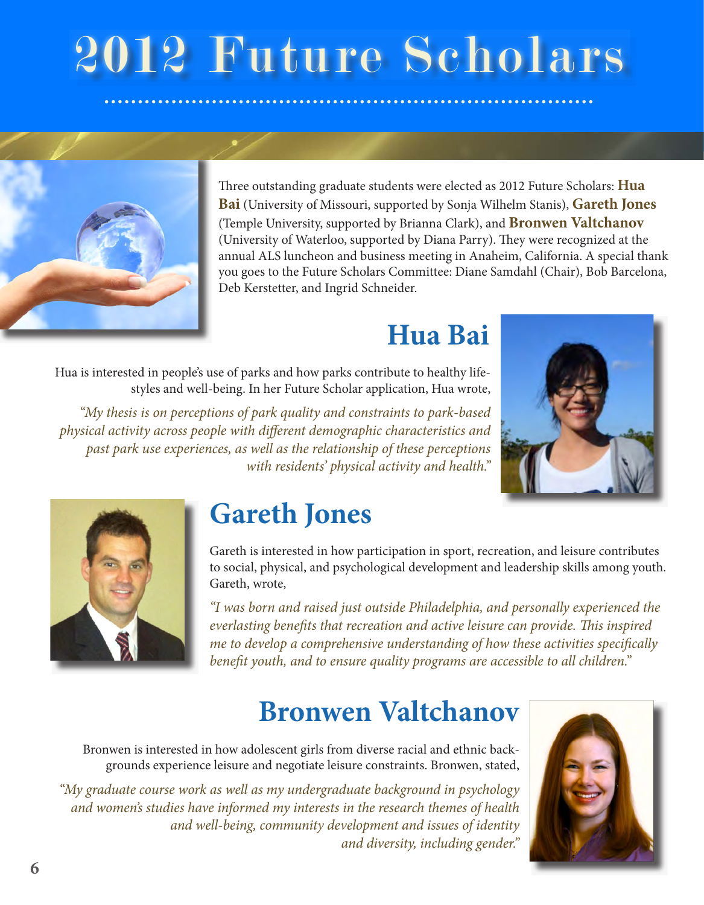# 2012 Future Scholars

Three outstanding graduate students were elected as 2012 Future Scholars: **Hua Bai** (University of Missouri, supported by Sonja Wilhelm Stanis), **Gareth Jones** (Temple University, supported by Brianna Clark), and **Bronwen Valtchanov** (University of Waterloo, supported by Diana Parry). They were recognized at the annual ALS luncheon and business meeting in Anaheim, California. A special thank you goes to the Future Scholars Committee: Diane Samdahl (Chair), Bob Barcelona, Deb Kerstetter, and Ingrid Schneider.

## Hua Bai

Hua is interested in people's use of parks and how parks contribute to healthy lifestyles and well-being. In her Future Scholar application, Hua wrote,

*"My thesis is on perceptions of park quality and constraints to park-based physical activity across people with different demographic characteristics and past park use experiences, as well as the relationship of these perceptions with residents' physical activity and health."*

## Gareth Jones

Gareth is interested in how participation in sport, recreation, and leisure contributes to social, physical, and psychological development and leadership skills among youth. Gareth, wrote,

*"I was born and raised just outside Philadelphia, and personally experienced the everlasting benefits that recreation and active leisure can provide. This inspired me to develop a comprehensive understanding of how these activities specifically benefit youth, and to ensure quality programs are accessible to all children."*

## Bronwen Valtchanov

Bronwen is interested in how adolescent girls from diverse racial and ethnic backgrounds experience leisure and negotiate leisure constraints. Bronwen, stated,

*"My graduate course work as well as my undergraduate background in psychology and women's studies have informed my interests in the research themes of health and well-being, community development and issues of identity and diversity, including gender."*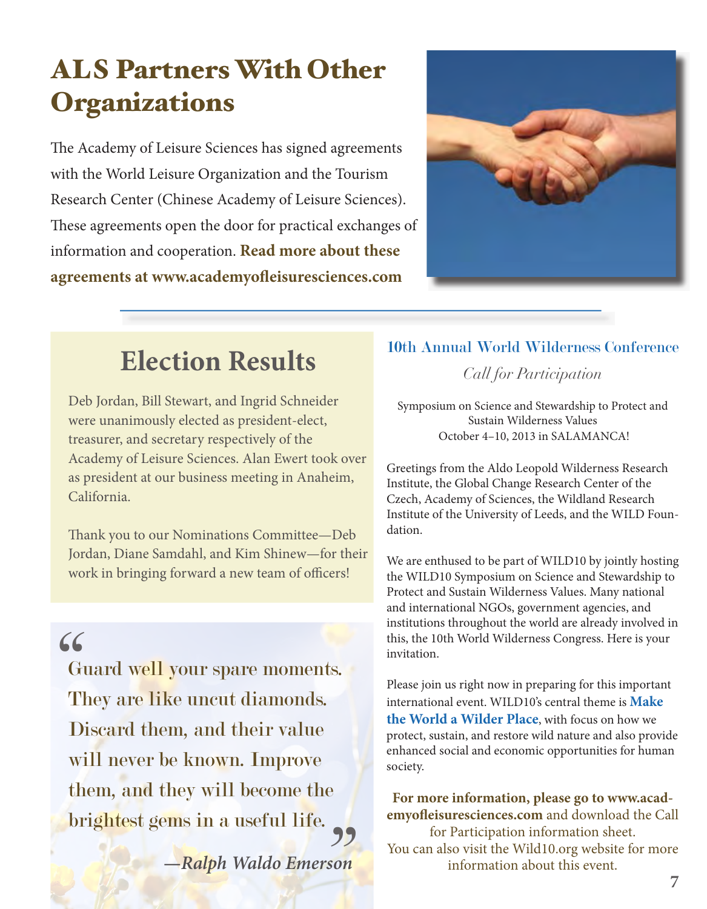# ALS Partners With Other Organizations

The Academy of Leisure Sciences has signed agreements with the World Leisure Organization and the Tourism Research Center (Chinese Academy of Leisure Sciences). These agreements open the door for practical exchanges of information and cooperation. **Read more about these agreements at www.academyofleisuresciences.com**

## Election Results

Deb Jordan, Bill Stewart, and Ingrid Schneider were unanimously elected as president-elect, treasurer, and secretary respectively of the Academy of Leisure Sciences. Alan Ewert took over as president at our business meeting in Anaheim, California.

Thank you to our Nominations Committee—Deb Jordan, Diane Samdahl, and Kim Shinew—for their work in bringing forward a new team of officers!

> "Guard well your spare moments. They are like uncut diamonds. Discard them, and their value will never be known. Improve them, and they will become the brightest gems in a useful life."
>
> *—Ralph Waldo Emerson*

## 10th Annual World Wilderness Conference

*Call for Participation*

Symposium on Science and Stewardship to Protect and Sustain Wilderness Values
October 4–10, 2013 in SALAMANCA!

Greetings from the Aldo Leopold Wilderness Research Institute, the Global Change Research Center of the Czech, Academy of Sciences, the Wildland Research Institute of the University of Leeds, and the WILD Foundation.

We are enthused to be part of WILD10 by jointly hosting the WILD10 Symposium on Science and Stewardship to Protect and Sustain Wilderness Values. Many national and international NGOs, government agencies, and institutions throughout the world are already involved in this, the 10th World Wilderness Congress. Here is your invitation.

Please join us right now in preparing for this important international event. WILD10's central theme is **Make the World a Wilder Place**, with focus on how we protect, sustain, and restore wild nature and also provide enhanced social and economic opportunities for human society.

**For more information, please go to www.academyofleisuresciences.com** and download the Call for Participation information sheet. You can also visit the Wild10.org website for more information about this event.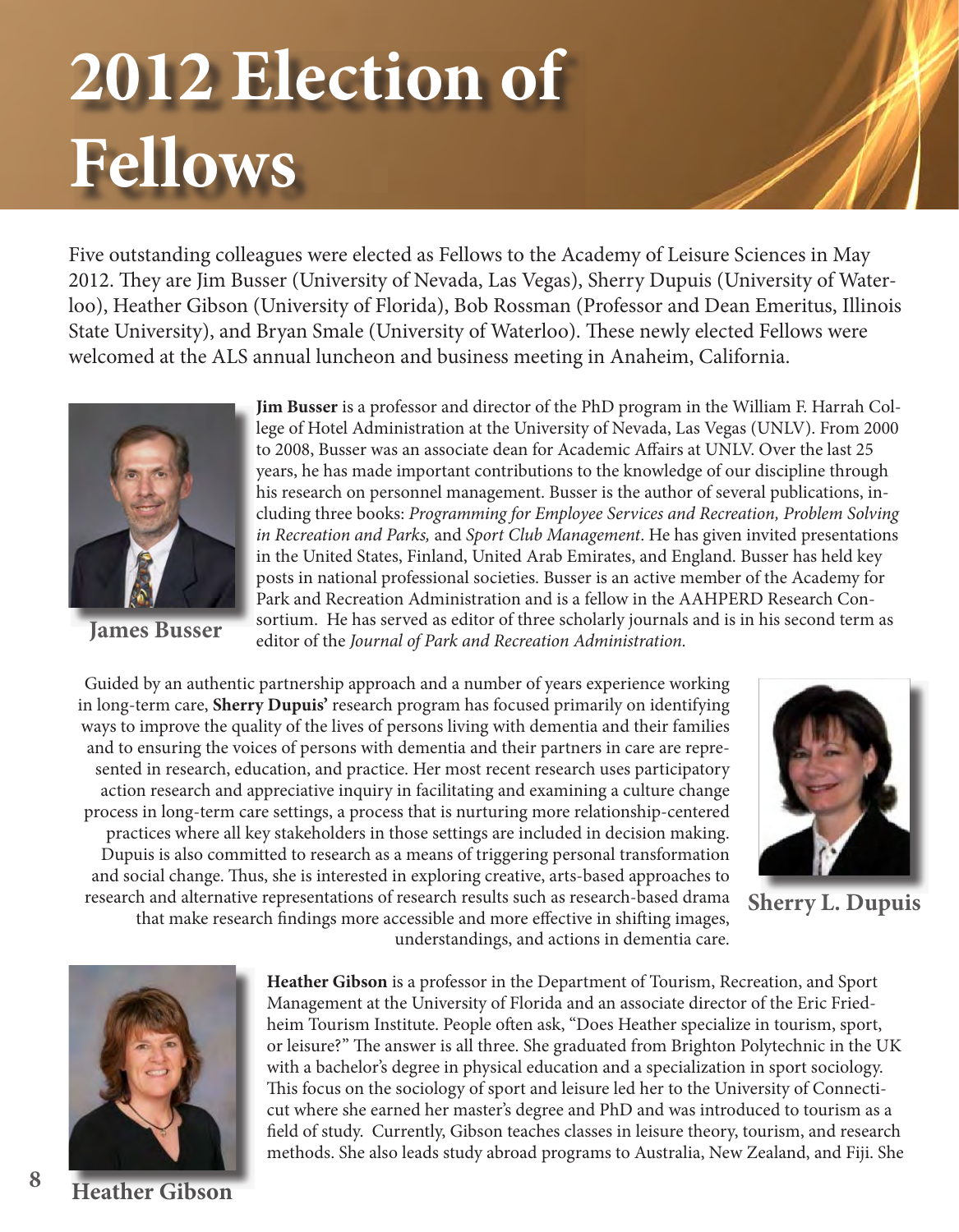# 2012 Election of Fellows

Five outstanding colleagues were elected as Fellows to the Academy of Leisure Sciences in May 2012. They are Jim Busser (University of Nevada, Las Vegas), Sherry Dupuis (University of Waterloo), Heather Gibson (University of Florida), Bob Rossman (Professor and Dean Emeritus, Illinois State University), and Bryan Smale (University of Waterloo). These newly elected Fellows were welcomed at the ALS annual luncheon and business meeting in Anaheim, California.

**James Busser**

**Jim Busser** is a professor and director of the PhD program in the William F. Harrah College of Hotel Administration at the University of Nevada, Las Vegas (UNLV). From 2000 to 2008, Busser was an associate dean for Academic Affairs at UNLV. Over the last 25 years, he has made important contributions to the knowledge of our discipline through his research on personnel management. Busser is the author of several publications, including three books: *Programming for Employee Services and Recreation, Problem Solving in Recreation and Parks,* and *Sport Club Management*. He has given invited presentations in the United States, Finland, United Arab Emirates, and England. Busser has held key posts in national professional societies. Busser is an active member of the Academy for Park and Recreation Administration and is a fellow in the AAHPERD Research Consortium. He has served as editor of three scholarly journals and is in his second term as editor of the *Journal of Park and Recreation Administration.*

**Sherry L. Dupuis**

Guided by an authentic partnership approach and a number of years experience working in long-term care, **Sherry Dupuis'** research program has focused primarily on identifying ways to improve the quality of the lives of persons living with dementia and their families and to ensuring the voices of persons with dementia and their partners in care are represented in research, education, and practice. Her most recent research uses participatory action research and appreciative inquiry in facilitating and examining a culture change process in long-term care settings, a process that is nurturing more relationship-centered practices where all key stakeholders in those settings are included in decision making. Dupuis is also committed to research as a means of triggering personal transformation and social change. Thus, she is interested in exploring creative, arts-based approaches to research and alternative representations of research results such as research-based drama that make research findings more accessible and more effective in shifting images, understandings, and actions in dementia care.

**Heather Gibson**

**Heather Gibson** is a professor in the Department of Tourism, Recreation, and Sport Management at the University of Florida and an associate director of the Eric Friedheim Tourism Institute. People often ask, "Does Heather specialize in tourism, sport, or leisure?" The answer is all three. She graduated from Brighton Polytechnic in the UK with a bachelor's degree in physical education and a specialization in sport sociology. This focus on the sociology of sport and leisure led her to the University of Connecticut where she earned her master's degree and PhD and was introduced to tourism as a field of study. Currently, Gibson teaches classes in leisure theory, tourism, and research methods. She also leads study abroad programs to Australia, New Zealand, and Fiji. She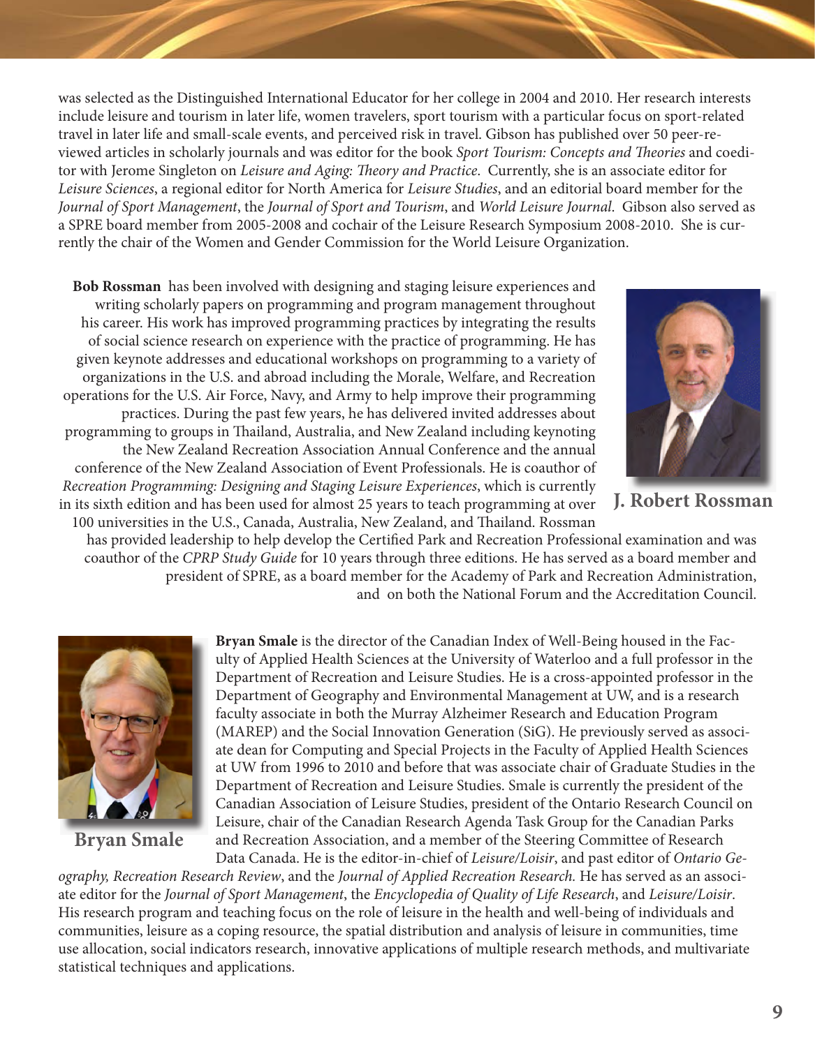was selected as the Distinguished International Educator for her college in 2004 and 2010. Her research interests include leisure and tourism in later life, women travelers, sport tourism with a particular focus on sport-related travel in later life and small-scale events, and perceived risk in travel. Gibson has published over 50 peer-reviewed articles in scholarly journals and was editor for the book *Sport Tourism: Concepts and Theories* and coeditor with Jerome Singleton on *Leisure and Aging: Theory and Practice*. Currently, she is an associate editor for *Leisure Sciences*, a regional editor for North America for *Leisure Studies*, and an editorial board member for the *Journal of Sport Management*, the *Journal of Sport and Tourism*, and *World Leisure Journal*. Gibson also served as a SPRE board member from 2005-2008 and cochair of the Leisure Research Symposium 2008-2010. She is currently the chair of the Women and Gender Commission for the World Leisure Organization.

**Bob Rossman** has been involved with designing and staging leisure experiences and writing scholarly papers on programming and program management throughout his career. His work has improved programming practices by integrating the results of social science research on experience with the practice of programming. He has given keynote addresses and educational workshops on programming to a variety of organizations in the U.S. and abroad including the Morale, Welfare, and Recreation operations for the U.S. Air Force, Navy, and Army to help improve their programming practices. During the past few years, he has delivered invited addresses about programming to groups in Thailand, Australia, and New Zealand including keynoting the New Zealand Recreation Association Annual Conference and the annual conference of the New Zealand Association of Event Professionals. He is coauthor of *Recreation Programming: Designing and Staging Leisure Experiences*, which is currently in its sixth edition and has been used for almost 25 years to teach programming at over 100 universities in the U.S., Canada, Australia, New Zealand, and Thailand. Rossman has provided leadership to help develop the Certified Park and Recreation Professional examination and was coauthor of the *CPRP Study Guide* for 10 years through three editions. He has served as a board member and president of SPRE, as a board member for the Academy of Park and Recreation Administration, and on both the National Forum and the Accreditation Council.

**J. Robert Rossman**

**Bryan Smale**

**Bryan Smale** is the director of the Canadian Index of Well-Being housed in the Faculty of Applied Health Sciences at the University of Waterloo and a full professor in the Department of Recreation and Leisure Studies. He is a cross-appointed professor in the Department of Geography and Environmental Management at UW, and is a research faculty associate in both the Murray Alzheimer Research and Education Program (MAREP) and the Social Innovation Generation (SiG). He previously served as associate dean for Computing and Special Projects in the Faculty of Applied Health Sciences at UW from 1996 to 2010 and before that was associate chair of Graduate Studies in the Department of Recreation and Leisure Studies. Smale is currently the president of the Canadian Association of Leisure Studies, president of the Ontario Research Council on Leisure, chair of the Canadian Research Agenda Task Group for the Canadian Parks and Recreation Association, and a member of the Steering Committee of Research Data Canada. He is the editor-in-chief of *Leisure/Loisir*, and past editor of *Ontario Geography, Recreation Research Review*, and the *Journal of Applied Recreation Research.* He has served as an associate editor for the *Journal of Sport Management*, the *Encyclopedia of Quality of Life Research*, and *Leisure/Loisir*. His research program and teaching focus on the role of leisure in the health and well-being of individuals and communities, leisure as a coping resource, the spatial distribution and analysis of leisure in communities, time use allocation, social indicators research, innovative applications of multiple research methods, and multivariate statistical techniques and applications.